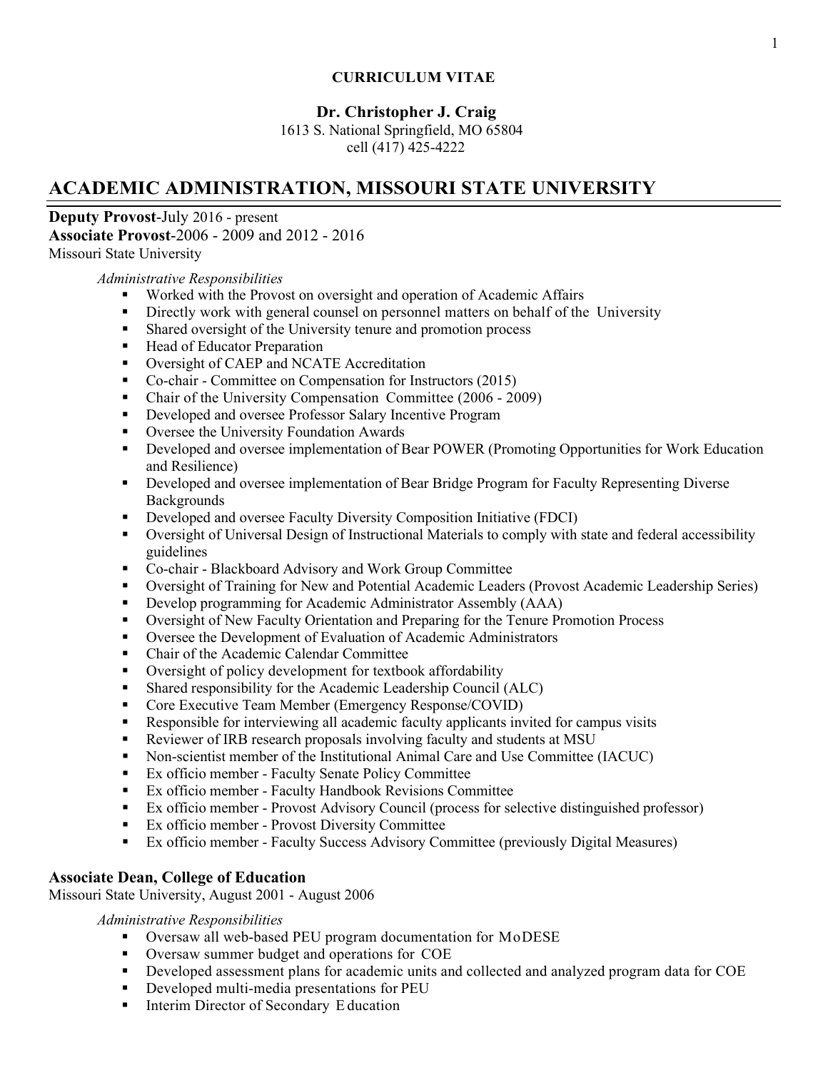**CURRICULUM VITAE**

**Dr. Christopher J. Craig**

1613 S. National Springfield, MO 65804

cell (417) 425-4222

## ACADEMIC ADMINISTRATION, MISSOURI STATE UNIVERSITY

**Deputy Provost**-July 2016 - present

**Associate Provost**-2006 - 2009 and 2012 - 2016

Missouri State University

*Administrative Responsibilities*

- Worked with the Provost on oversight and operation of Academic Affairs
- Directly work with general counsel on personnel matters on behalf of the University
- Shared oversight of the University tenure and promotion process
- Head of Educator Preparation
- Oversight of CAEP and NCATE Accreditation
- Co-chair - Committee on Compensation for Instructors (2015)
- Chair of the University Compensation Committee (2006 - 2009)
- Developed and oversee Professor Salary Incentive Program
- Oversee the University Foundation Awards
- Developed and oversee implementation of Bear POWER (Promoting Opportunities for Work Education and Resilience)
- Developed and oversee implementation of Bear Bridge Program for Faculty Representing Diverse Backgrounds
- Developed and oversee Faculty Diversity Composition Initiative (FDCI)
- Oversight of Universal Design of Instructional Materials to comply with state and federal accessibility guidelines
- Co-chair - Blackboard Advisory and Work Group Committee
- Oversight of Training for New and Potential Academic Leaders (Provost Academic Leadership Series)
- Develop programming for Academic Administrator Assembly (AAA)
- Oversight of New Faculty Orientation and Preparing for the Tenure Promotion Process
- Oversee the Development of Evaluation of Academic Administrators
- Chair of the Academic Calendar Committee
- Oversight of policy development for textbook affordability
- Shared responsibility for the Academic Leadership Council (ALC)
- Core Executive Team Member (Emergency Response/COVID)
- Responsible for interviewing all academic faculty applicants invited for campus visits
- Reviewer of IRB research proposals involving faculty and students at MSU
- Non-scientist member of the Institutional Animal Care and Use Committee (IACUC)
- Ex officio member - Faculty Senate Policy Committee
- Ex officio member - Faculty Handbook Revisions Committee
- Ex officio member - Provost Advisory Council (process for selective distinguished professor)
- Ex officio member - Provost Diversity Committee
- Ex officio member - Faculty Success Advisory Committee (previously Digital Measures)

**Associate Dean, College of Education**

Missouri State University, August 2001 - August 2006

*Administrative Responsibilities*

- Oversaw all web-based PEU program documentation for MoDESE
- Oversaw summer budget and operations for COE
- Developed assessment plans for academic units and collected and analyzed program data for COE
- Developed multi-media presentations for PEU
- Interim Director of Secondary Education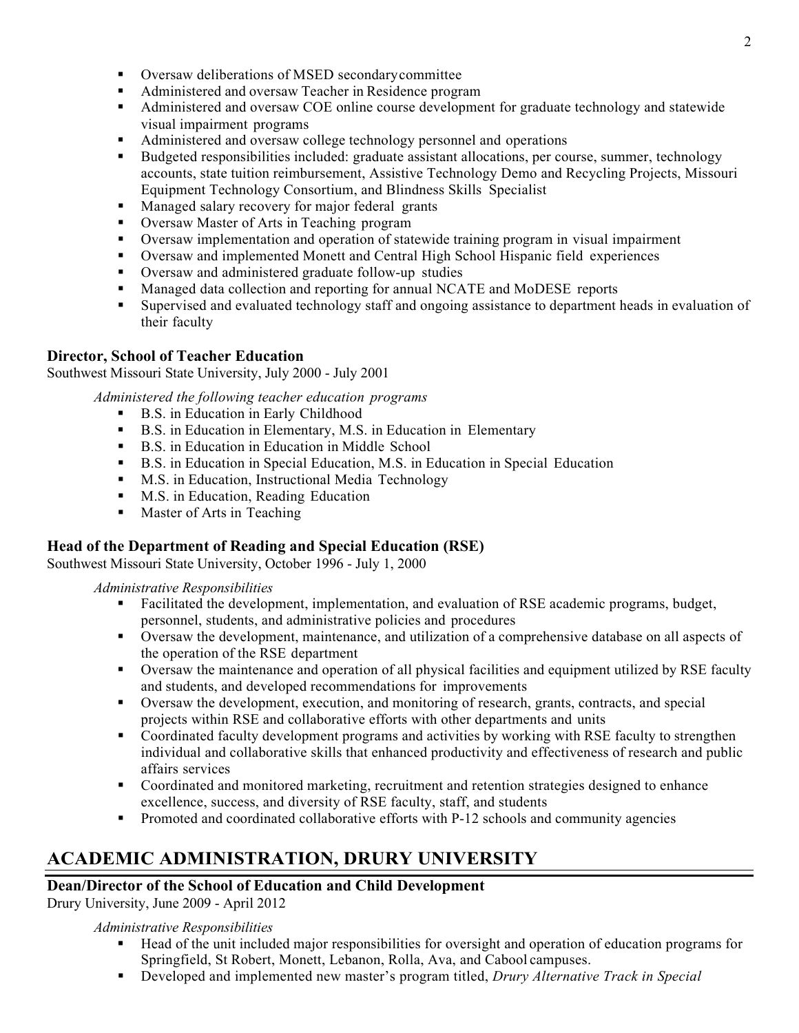- Oversaw deliberations of MSED secondary committee
- Administered and oversaw Teacher in Residence program
- Administered and oversaw COE online course development for graduate technology and statewide visual impairment programs
- Administered and oversaw college technology personnel and operations
- Budgeted responsibilities included: graduate assistant allocations, per course, summer, technology accounts, state tuition reimbursement, Assistive Technology Demo and Recycling Projects, Missouri Equipment Technology Consortium, and Blindness Skills Specialist
- Managed salary recovery for major federal grants
- Oversaw Master of Arts in Teaching program
- Oversaw implementation and operation of statewide training program in visual impairment
- Oversaw and implemented Monett and Central High School Hispanic field experiences
- Oversaw and administered graduate follow-up studies
- Managed data collection and reporting for annual NCATE and MoDESE reports
- Supervised and evaluated technology staff and ongoing assistance to department heads in evaluation of their faculty

**Director, School of Teacher Education**
Southwest Missouri State University, July 2000 - July 2001

*Administered the following teacher education programs*

- B.S. in Education in Early Childhood
- B.S. in Education in Elementary, M.S. in Education in Elementary
- B.S. in Education in Education in Middle School
- B.S. in Education in Special Education, M.S. in Education in Special Education
- M.S. in Education, Instructional Media Technology
- M.S. in Education, Reading Education
- Master of Arts in Teaching

**Head of the Department of Reading and Special Education (RSE)**
Southwest Missouri State University, October 1996 - July 1, 2000

*Administrative Responsibilities*

- Facilitated the development, implementation, and evaluation of RSE academic programs, budget, personnel, students, and administrative policies and procedures
- Oversaw the development, maintenance, and utilization of a comprehensive database on all aspects of the operation of the RSE department
- Oversaw the maintenance and operation of all physical facilities and equipment utilized by RSE faculty and students, and developed recommendations for improvements
- Oversaw the development, execution, and monitoring of research, grants, contracts, and special projects within RSE and collaborative efforts with other departments and units
- Coordinated faculty development programs and activities by working with RSE faculty to strengthen individual and collaborative skills that enhanced productivity and effectiveness of research and public affairs services
- Coordinated and monitored marketing, recruitment and retention strategies designed to enhance excellence, success, and diversity of RSE faculty, staff, and students
- Promoted and coordinated collaborative efforts with P-12 schools and community agencies

## ACADEMIC ADMINISTRATION, DRURY UNIVERSITY

**Dean/Director of the School of Education and Child Development**
Drury University, June 2009 - April 2012

*Administrative Responsibilities*

- Head of the unit included major responsibilities for oversight and operation of education programs for Springfield, St Robert, Monett, Lebanon, Rolla, Ava, and Cabool campuses.
- Developed and implemented new master's program titled, *Drury Alternative Track in Special*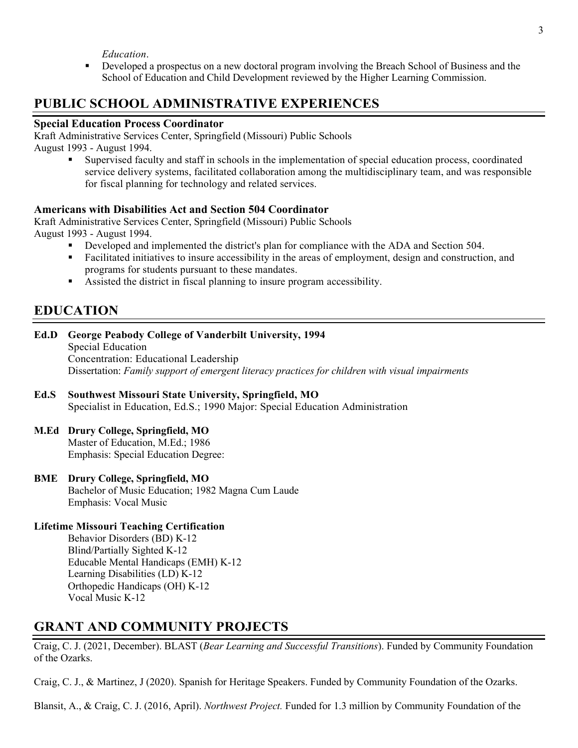*Education*.

- Developed a prospectus on a new doctoral program involving the Breach School of Business and the School of Education and Child Development reviewed by the Higher Learning Commission.

## PUBLIC SCHOOL ADMINISTRATIVE EXPERIENCES

**Special Education Process Coordinator**
Kraft Administrative Services Center, Springfield (Missouri) Public Schools
August 1993 - August 1994.

- Supervised faculty and staff in schools in the implementation of special education process, coordinated service delivery systems, facilitated collaboration among the multidisciplinary team, and was responsible for fiscal planning for technology and related services.

**Americans with Disabilities Act and Section 504 Coordinator**
Kraft Administrative Services Center, Springfield (Missouri) Public Schools
August 1993 - August 1994.

- Developed and implemented the district's plan for compliance with the ADA and Section 504.
- Facilitated initiatives to insure accessibility in the areas of employment, design and construction, and programs for students pursuant to these mandates.
- Assisted the district in fiscal planning to insure program accessibility.

## EDUCATION

**Ed.D George Peabody College of Vanderbilt University, 1994**
Special Education
Concentration: Educational Leadership
Dissertation: *Family support of emergent literacy practices for children with visual impairments*

**Ed.S Southwest Missouri State University, Springfield, MO**
Specialist in Education, Ed.S.; 1990 Major: Special Education Administration

**M.Ed Drury College, Springfield, MO**
Master of Education, M.Ed.; 1986
Emphasis: Special Education Degree:

**BME Drury College, Springfield, MO**
Bachelor of Music Education; 1982 Magna Cum Laude
Emphasis: Vocal Music

**Lifetime Missouri Teaching Certification**
Behavior Disorders (BD) K-12
Blind/Partially Sighted K-12
Educable Mental Handicaps (EMH) K-12
Learning Disabilities (LD) K-12
Orthopedic Handicaps (OH) K-12
Vocal Music K-12

## GRANT AND COMMUNITY PROJECTS

Craig, C. J. (2021, December). BLAST (*Bear Learning and Successful Transitions*). Funded by Community Foundation of the Ozarks.

Craig, C. J., & Martinez, J (2020). Spanish for Heritage Speakers. Funded by Community Foundation of the Ozarks.

Blansit, A., & Craig, C. J. (2016, April). *Northwest Project.* Funded for 1.3 million by Community Foundation of the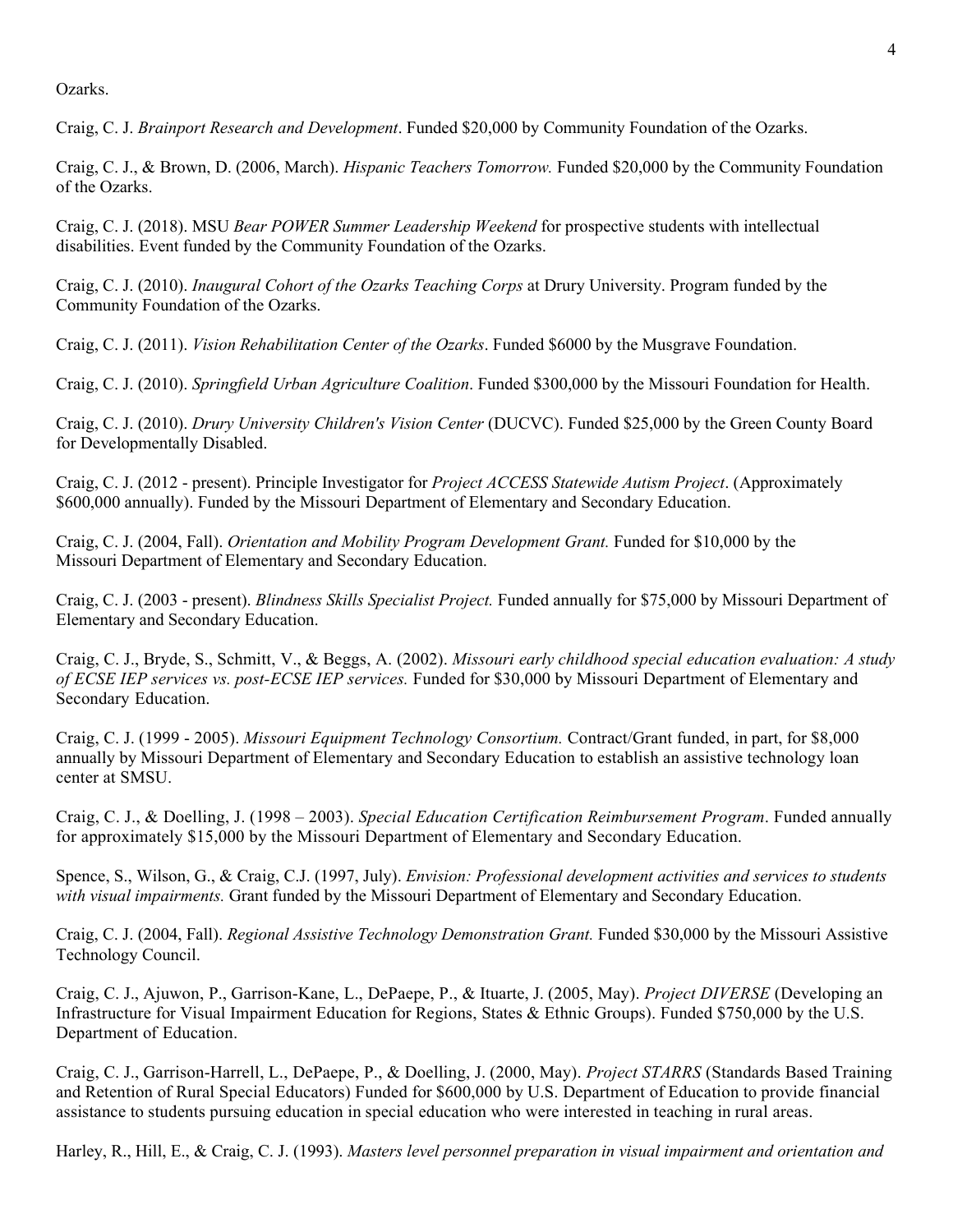Ozarks.

Craig, C. J. *Brainport Research and Development*. Funded $20,000 by Community Foundation of the Ozarks.

Craig, C. J., & Brown, D. (2006, March). *Hispanic Teachers Tomorrow.* Funded $20,000 by the Community Foundation of the Ozarks.

Craig, C. J. (2018). MSU *Bear POWER Summer Leadership Weekend* for prospective students with intellectual disabilities. Event funded by the Community Foundation of the Ozarks.

Craig, C. J. (2010). *Inaugural Cohort of the Ozarks Teaching Corps* at Drury University. Program funded by the Community Foundation of the Ozarks.

Craig, C. J. (2011). *Vision Rehabilitation Center of the Ozarks*. Funded $6000 by the Musgrave Foundation.

Craig, C. J. (2010). *Springfield Urban Agriculture Coalition*. Funded $300,000 by the Missouri Foundation for Health.

Craig, C. J. (2010). *Drury University Children's Vision Center* (DUCVC). Funded $25,000 by the Green County Board for Developmentally Disabled.

Craig, C. J. (2012 - present). Principle Investigator for *Project ACCESS Statewide Autism Project*. (Approximately $600,000 annually). Funded by the Missouri Department of Elementary and Secondary Education.

Craig, C. J. (2004, Fall). *Orientation and Mobility Program Development Grant.* Funded for $10,000 by the Missouri Department of Elementary and Secondary Education.

Craig, C. J. (2003 - present). *Blindness Skills Specialist Project.* Funded annually for $75,000 by Missouri Department of Elementary and Secondary Education.

Craig, C. J., Bryde, S., Schmitt, V., & Beggs, A. (2002). *Missouri early childhood special education evaluation: A study of ECSE IEP services vs. post-ECSE IEP services.* Funded for $30,000 by Missouri Department of Elementary and Secondary Education.

Craig, C. J. (1999 - 2005). *Missouri Equipment Technology Consortium.* Contract/Grant funded, in part, for $8,000 annually by Missouri Department of Elementary and Secondary Education to establish an assistive technology loan center at SMSU.

Craig, C. J., & Doelling, J. (1998 – 2003). *Special Education Certification Reimbursement Program*. Funded annually for approximately $15,000 by the Missouri Department of Elementary and Secondary Education.

Spence, S., Wilson, G., & Craig, C.J. (1997, July). *Envision: Professional development activities and services to students with visual impairments.* Grant funded by the Missouri Department of Elementary and Secondary Education.

Craig, C. J. (2004, Fall). *Regional Assistive Technology Demonstration Grant.* Funded $30,000 by the Missouri Assistive Technology Council.

Craig, C. J., Ajuwon, P., Garrison-Kane, L., DePaepe, P., & Ituarte, J. (2005, May). *Project DIVERSE* (Developing an Infrastructure for Visual Impairment Education for Regions, States & Ethnic Groups). Funded $750,000 by the U.S. Department of Education.

Craig, C. J., Garrison-Harrell, L., DePaepe, P., & Doelling, J. (2000, May). *Project STARRS* (Standards Based Training and Retention of Rural Special Educators) Funded for $600,000 by U.S. Department of Education to provide financial assistance to students pursuing education in special education who were interested in teaching in rural areas.

Harley, R., Hill, E., & Craig, C. J. (1993). *Masters level personnel preparation in visual impairment and orientation and*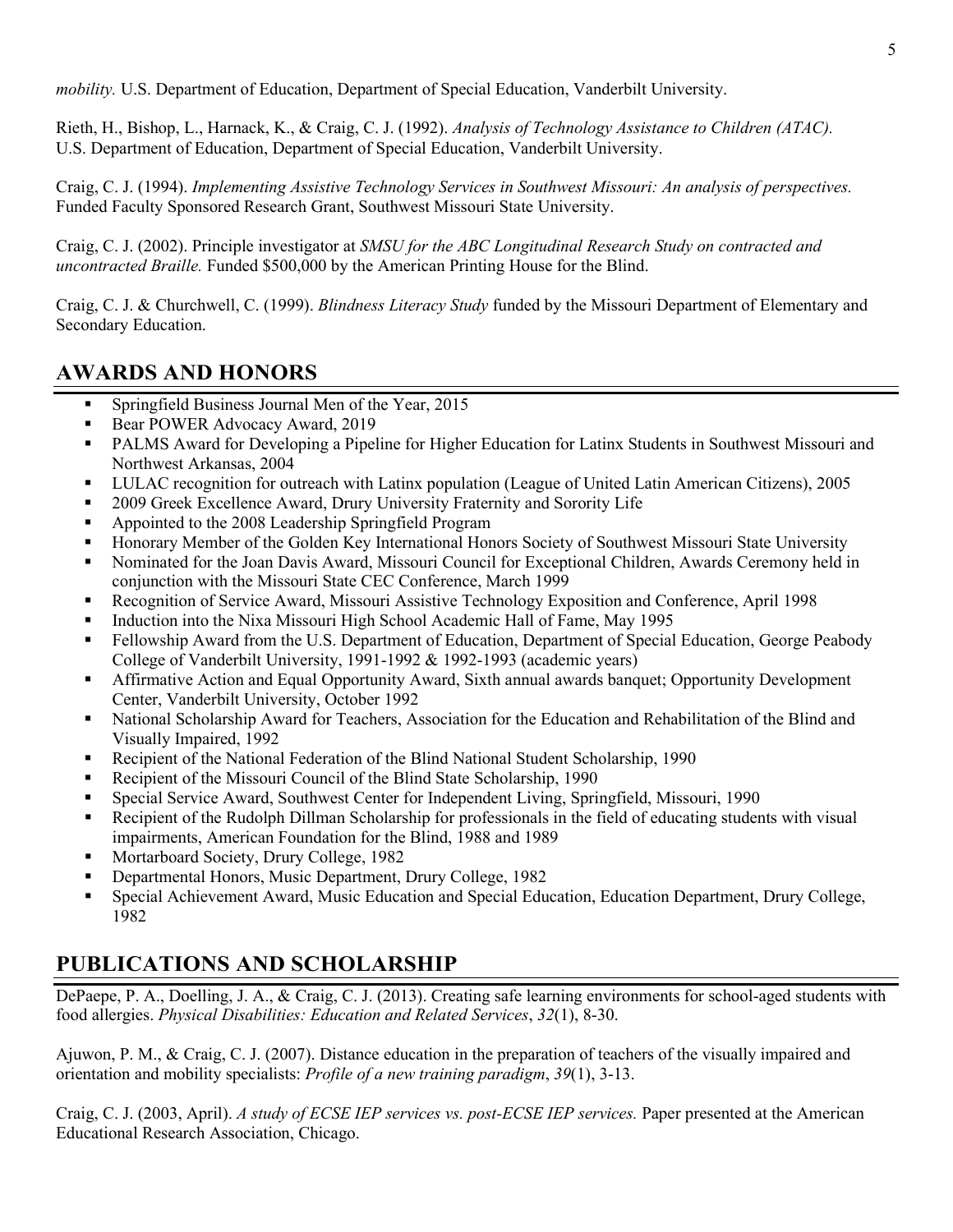*mobility.* U.S. Department of Education, Department of Special Education, Vanderbilt University.

Rieth, H., Bishop, L., Harnack, K., & Craig, C. J. (1992). *Analysis of Technology Assistance to Children (ATAC).* U.S. Department of Education, Department of Special Education, Vanderbilt University.

Craig, C. J. (1994). *Implementing Assistive Technology Services in Southwest Missouri: An analysis of perspectives.* Funded Faculty Sponsored Research Grant, Southwest Missouri State University.

Craig, C. J. (2002). Principle investigator at *SMSU for the ABC Longitudinal Research Study on contracted and uncontracted Braille.* Funded $500,000 by the American Printing House for the Blind.

Craig, C. J. & Churchwell, C. (1999). *Blindness Literacy Study* funded by the Missouri Department of Elementary and Secondary Education.

## AWARDS AND HONORS

- Springfield Business Journal Men of the Year, 2015
- Bear POWER Advocacy Award, 2019
- PALMS Award for Developing a Pipeline for Higher Education for Latinx Students in Southwest Missouri and Northwest Arkansas, 2004
- LULAC recognition for outreach with Latinx population (League of United Latin American Citizens), 2005
- 2009 Greek Excellence Award, Drury University Fraternity and Sorority Life
- Appointed to the 2008 Leadership Springfield Program
- Honorary Member of the Golden Key International Honors Society of Southwest Missouri State University
- Nominated for the Joan Davis Award, Missouri Council for Exceptional Children, Awards Ceremony held in conjunction with the Missouri State CEC Conference, March 1999
- Recognition of Service Award, Missouri Assistive Technology Exposition and Conference, April 1998
- Induction into the Nixa Missouri High School Academic Hall of Fame, May 1995
- Fellowship Award from the U.S. Department of Education, Department of Special Education, George Peabody College of Vanderbilt University, 1991-1992 & 1992-1993 (academic years)
- Affirmative Action and Equal Opportunity Award, Sixth annual awards banquet; Opportunity Development Center, Vanderbilt University, October 1992
- National Scholarship Award for Teachers, Association for the Education and Rehabilitation of the Blind and Visually Impaired, 1992
- Recipient of the National Federation of the Blind National Student Scholarship, 1990
- Recipient of the Missouri Council of the Blind State Scholarship, 1990
- Special Service Award, Southwest Center for Independent Living, Springfield, Missouri, 1990
- Recipient of the Rudolph Dillman Scholarship for professionals in the field of educating students with visual impairments, American Foundation for the Blind, 1988 and 1989
- Mortarboard Society, Drury College, 1982
- Departmental Honors, Music Department, Drury College, 1982
- Special Achievement Award, Music Education and Special Education, Education Department, Drury College, 1982

## PUBLICATIONS AND SCHOLARSHIP

DePaepe, P. A., Doelling, J. A., & Craig, C. J. (2013). Creating safe learning environments for school-aged students with food allergies. *Physical Disabilities: Education and Related Services*, *32*(1), 8-30.

Ajuwon, P. M., & Craig, C. J. (2007). Distance education in the preparation of teachers of the visually impaired and orientation and mobility specialists: *Profile of a new training paradigm*, *39*(1), 3-13.

Craig, C. J. (2003, April). *A study of ECSE IEP services vs. post-ECSE IEP services.* Paper presented at the American Educational Research Association, Chicago.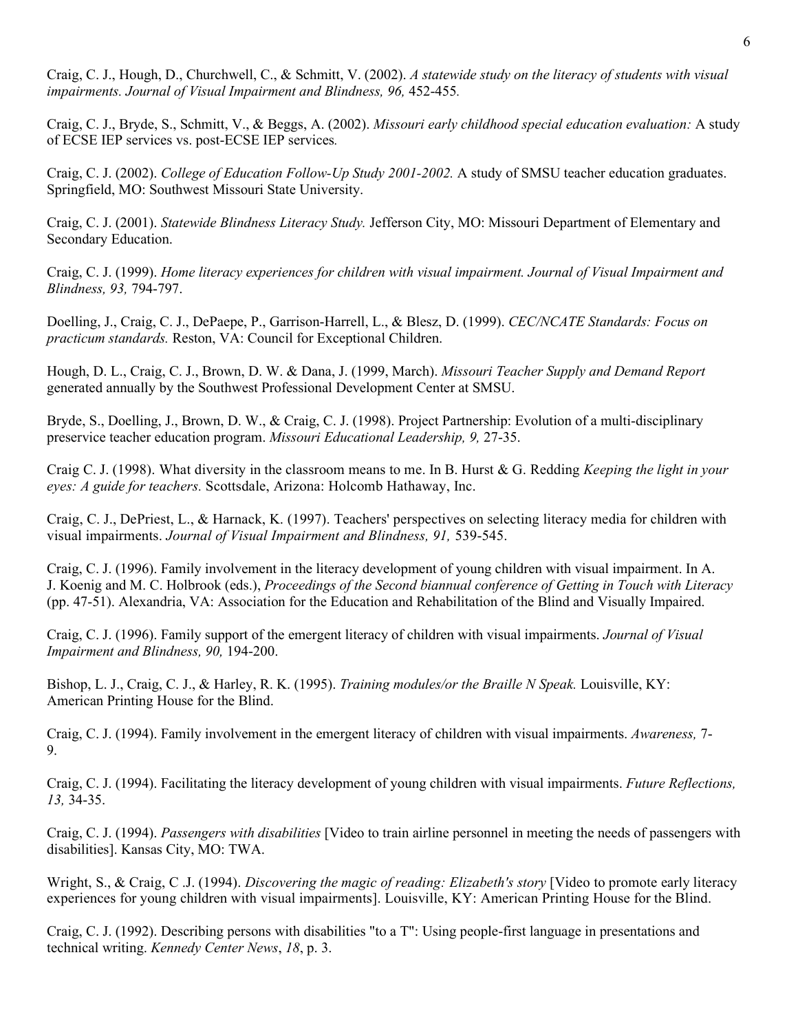Craig, C. J., Hough, D., Churchwell, C., & Schmitt, V. (2002). *A statewide study on the literacy of students with visual impairments. Journal of Visual Impairment and Blindness, 96,* 452-455.

Craig, C. J., Bryde, S., Schmitt, V., & Beggs, A. (2002). *Missouri early childhood special education evaluation:* A study of ECSE IEP services vs. post-ECSE IEP services.

Craig, C. J. (2002). *College of Education Follow-Up Study 2001-2002.* A study of SMSU teacher education graduates. Springfield, MO: Southwest Missouri State University.

Craig, C. J. (2001). *Statewide Blindness Literacy Study.* Jefferson City, MO: Missouri Department of Elementary and Secondary Education.

Craig, C. J. (1999). *Home literacy experiences for children with visual impairment. Journal of Visual Impairment and Blindness, 93,* 794-797.

Doelling, J., Craig, C. J., DePaepe, P., Garrison-Harrell, L., & Blesz, D. (1999). *CEC/NCATE Standards: Focus on practicum standards.* Reston, VA: Council for Exceptional Children.

Hough, D. L., Craig, C. J., Brown, D. W. & Dana, J. (1999, March). *Missouri Teacher Supply and Demand Report* generated annually by the Southwest Professional Development Center at SMSU.

Bryde, S., Doelling, J., Brown, D. W., & Craig, C. J. (1998). Project Partnership: Evolution of a multi-disciplinary preservice teacher education program. *Missouri Educational Leadership, 9,* 27-35.

Craig C. J. (1998). What diversity in the classroom means to me. In B. Hurst & G. Redding *Keeping the light in your eyes: A guide for teachers.* Scottsdale, Arizona: Holcomb Hathaway, Inc.

Craig, C. J., DePriest, L., & Harnack, K. (1997). Teachers' perspectives on selecting literacy media for children with visual impairments. *Journal of Visual Impairment and Blindness, 91,* 539-545.

Craig, C. J. (1996). Family involvement in the literacy development of young children with visual impairment. In A. J. Koenig and M. C. Holbrook (eds.), *Proceedings of the Second biannual conference of Getting in Touch with Literacy* (pp. 47-51). Alexandria, VA: Association for the Education and Rehabilitation of the Blind and Visually Impaired.

Craig, C. J. (1996). Family support of the emergent literacy of children with visual impairments. *Journal of Visual Impairment and Blindness, 90,* 194-200.

Bishop, L. J., Craig, C. J., & Harley, R. K. (1995). *Training modules/or the Braille N Speak.* Louisville, KY: American Printing House for the Blind.

Craig, C. J. (1994). Family involvement in the emergent literacy of children with visual impairments. *Awareness,* 7-9.

Craig, C. J. (1994). Facilitating the literacy development of young children with visual impairments. *Future Reflections, 13,* 34-35.

Craig, C. J. (1994). *Passengers with disabilities* [Video to train airline personnel in meeting the needs of passengers with disabilities]. Kansas City, MO: TWA.

Wright, S., & Craig, C .J. (1994). *Discovering the magic of reading: Elizabeth's story* [Video to promote early literacy experiences for young children with visual impairments]. Louisville, KY: American Printing House for the Blind.

Craig, C. J. (1992). Describing persons with disabilities "to a T": Using people-first language in presentations and technical writing. *Kennedy Center News*, *18*, p. 3.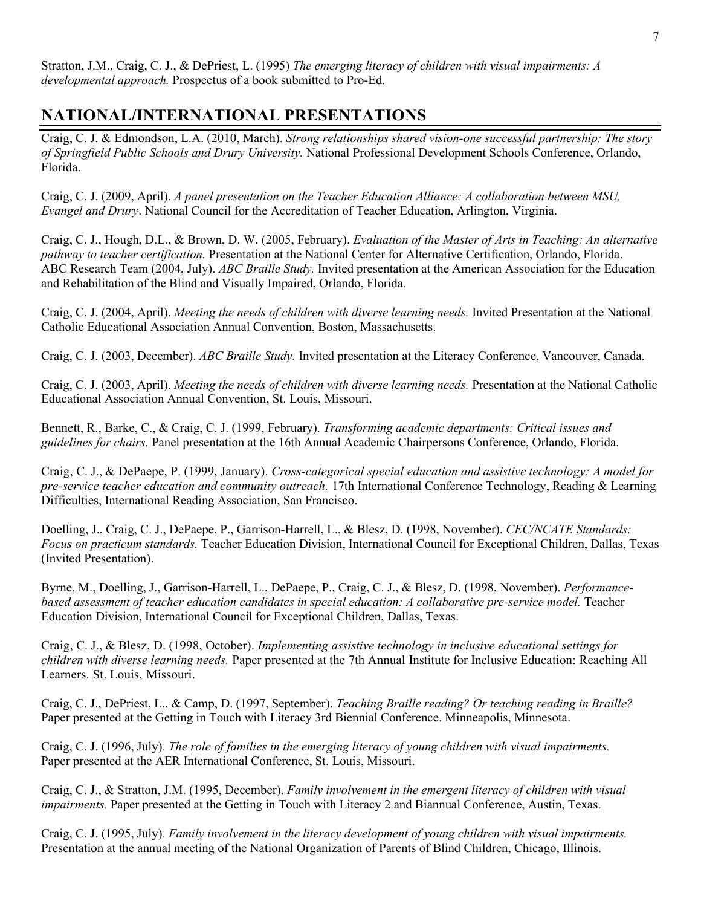Stratton, J.M., Craig, C. J., & DePriest, L. (1995) *The emerging literacy of children with visual impairments: A developmental approach.* Prospectus of a book submitted to Pro-Ed.

## NATIONAL/INTERNATIONAL PRESENTATIONS

Craig, C. J. & Edmondson, L.A. (2010, March). *Strong relationships shared vision-one successful partnership: The story of Springfield Public Schools and Drury University.* National Professional Development Schools Conference, Orlando, Florida.

Craig, C. J. (2009, April). *A panel presentation on the Teacher Education Alliance: A collaboration between MSU, Evangel and Drury*. National Council for the Accreditation of Teacher Education, Arlington, Virginia.

Craig, C. J., Hough, D.L., & Brown, D. W. (2005, February). *Evaluation of the Master of Arts in Teaching: An alternative pathway to teacher certification.* Presentation at the National Center for Alternative Certification, Orlando, Florida.
ABC Research Team (2004, July). *ABC Braille Study.* Invited presentation at the American Association for the Education and Rehabilitation of the Blind and Visually Impaired, Orlando, Florida.

Craig, C. J. (2004, April). *Meeting the needs of children with diverse learning needs.* Invited Presentation at the National Catholic Educational Association Annual Convention, Boston, Massachusetts.

Craig, C. J. (2003, December). *ABC Braille Study.* Invited presentation at the Literacy Conference, Vancouver, Canada.

Craig, C. J. (2003, April). *Meeting the needs of children with diverse learning needs.* Presentation at the National Catholic Educational Association Annual Convention, St. Louis, Missouri.

Bennett, R., Barke, C., & Craig, C. J. (1999, February). *Transforming academic departments: Critical issues and guidelines for chairs.* Panel presentation at the 16th Annual Academic Chairpersons Conference, Orlando, Florida.

Craig, C. J., & DePaepe, P. (1999, January). *Cross-categorical special education and assistive technology: A model for pre-service teacher education and community outreach.* 17th International Conference Technology, Reading & Learning Difficulties, International Reading Association, San Francisco.

Doelling, J., Craig, C. J., DePaepe, P., Garrison-Harrell, L., & Blesz, D. (1998, November). *CEC/NCATE Standards: Focus on practicum standards.* Teacher Education Division, International Council for Exceptional Children, Dallas, Texas (Invited Presentation).

Byrne, M., Doelling, J., Garrison-Harrell, L., DePaepe, P., Craig, C. J., & Blesz, D. (1998, November). *Performance-based assessment of teacher education candidates in special education: A collaborative pre-service model.* Teacher Education Division, International Council for Exceptional Children, Dallas, Texas.

Craig, C. J., & Blesz, D. (1998, October). *Implementing assistive technology in inclusive educational settings for children with diverse learning needs.* Paper presented at the 7th Annual Institute for Inclusive Education: Reaching All Learners. St. Louis, Missouri.

Craig, C. J., DePriest, L., & Camp, D. (1997, September). *Teaching Braille reading? Or teaching reading in Braille?* Paper presented at the Getting in Touch with Literacy 3rd Biennial Conference. Minneapolis, Minnesota.

Craig, C. J. (1996, July). *The role of families in the emerging literacy of young children with visual impairments.* Paper presented at the AER International Conference, St. Louis, Missouri.

Craig, C. J., & Stratton, J.M. (1995, December). *Family involvement in the emergent literacy of children with visual impairments.* Paper presented at the Getting in Touch with Literacy 2 and Biannual Conference, Austin, Texas.

Craig, C. J. (1995, July). *Family involvement in the literacy development of young children with visual impairments.* Presentation at the annual meeting of the National Organization of Parents of Blind Children, Chicago, Illinois.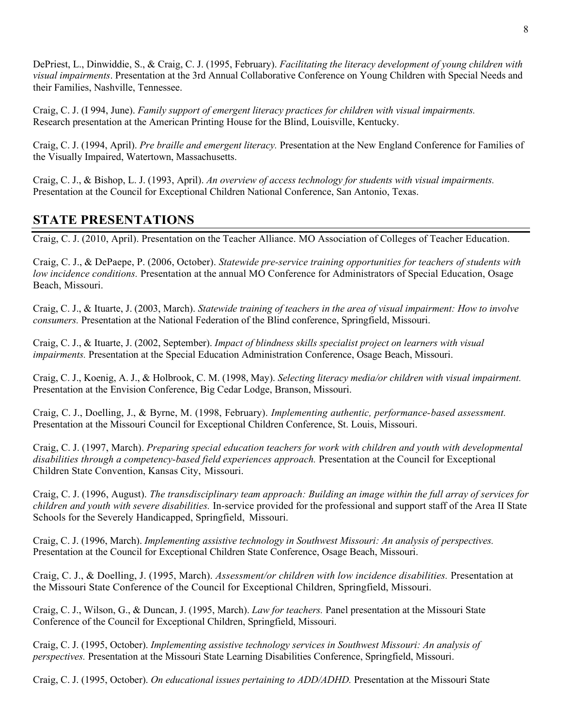DePriest, L., Dinwiddie, S., & Craig, C. J. (1995, February). *Facilitating the literacy development of young children with visual impairments*. Presentation at the 3rd Annual Collaborative Conference on Young Children with Special Needs and their Families, Nashville, Tennessee.

Craig, C. J. (I 994, June). *Family support of emergent literacy practices for children with visual impairments.* Research presentation at the American Printing House for the Blind, Louisville, Kentucky.

Craig, C. J. (1994, April). *Pre braille and emergent literacy.* Presentation at the New England Conference for Families of the Visually Impaired, Watertown, Massachusetts.

Craig, C. J., & Bishop, L. J. (1993, April). *An overview of access technology for students with visual impairments.* Presentation at the Council for Exceptional Children National Conference, San Antonio, Texas.

## STATE PRESENTATIONS

Craig, C. J. (2010, April). Presentation on the Teacher Alliance. MO Association of Colleges of Teacher Education.

Craig, C. J., & DePaepe, P. (2006, October). *Statewide pre-service training opportunities for teachers of students with low incidence conditions.* Presentation at the annual MO Conference for Administrators of Special Education, Osage Beach, Missouri.

Craig, C. J., & Ituarte, J. (2003, March). *Statewide training of teachers in the area of visual impairment: How to involve consumers.* Presentation at the National Federation of the Blind conference, Springfield, Missouri.

Craig, C. J., & Ituarte, J. (2002, September). *Impact of blindness skills specialist project on learners with visual impairments.* Presentation at the Special Education Administration Conference, Osage Beach, Missouri.

Craig, C. J., Koenig, A. J., & Holbrook, C. M. (1998, May). *Selecting literacy media/or children with visual impairment.* Presentation at the Envision Conference, Big Cedar Lodge, Branson, Missouri.

Craig, C. J., Doelling, J., & Byrne, M. (1998, February). *Implementing authentic, performance-based assessment.* Presentation at the Missouri Council for Exceptional Children Conference, St. Louis, Missouri.

Craig, C. J. (1997, March). *Preparing special education teachers for work with children and youth with developmental disabilities through a competency-based field experiences approach.* Presentation at the Council for Exceptional Children State Convention, Kansas City, Missouri.

Craig, C. J. (1996, August). *The transdisciplinary team approach: Building an image within the full array of services for children and youth with severe disabilities.* In-service provided for the professional and support staff of the Area II State Schools for the Severely Handicapped, Springfield, Missouri.

Craig, C. J. (1996, March). *Implementing assistive technology in Southwest Missouri: An analysis of perspectives.* Presentation at the Council for Exceptional Children State Conference, Osage Beach, Missouri.

Craig, C. J., & Doelling, J. (1995, March). *Assessment/or children with low incidence disabilities.* Presentation at the Missouri State Conference of the Council for Exceptional Children, Springfield, Missouri.

Craig, C. J., Wilson, G., & Duncan, J. (1995, March). *Law for teachers.* Panel presentation at the Missouri State Conference of the Council for Exceptional Children, Springfield, Missouri.

Craig, C. J. (1995, October). *Implementing assistive technology services in Southwest Missouri: An analysis of perspectives.* Presentation at the Missouri State Learning Disabilities Conference, Springfield, Missouri.

Craig, C. J. (1995, October). *On educational issues pertaining to ADD/ADHD.* Presentation at the Missouri State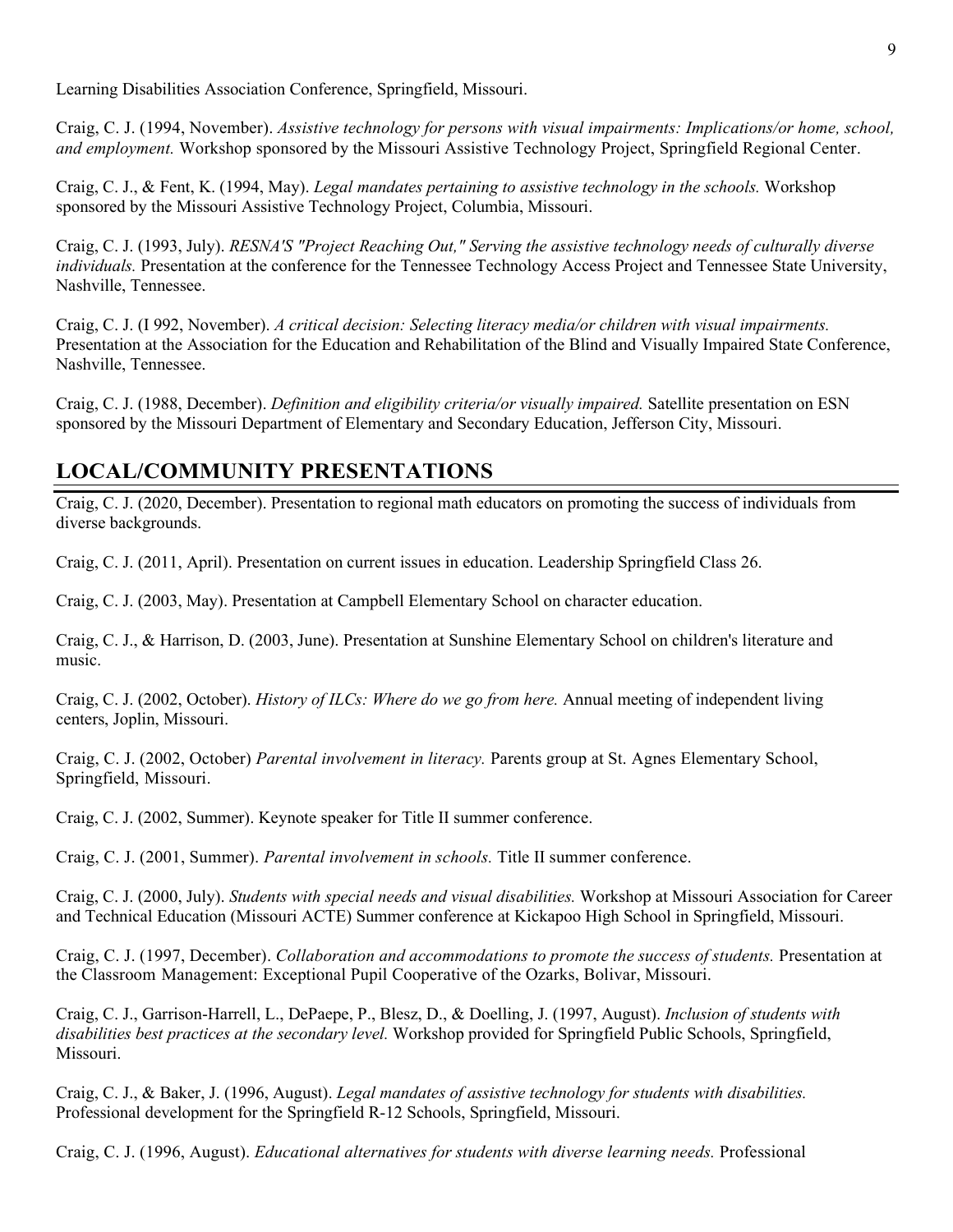Learning Disabilities Association Conference, Springfield, Missouri.

Craig, C. J. (1994, November). *Assistive technology for persons with visual impairments: Implications/or home, school, and employment.* Workshop sponsored by the Missouri Assistive Technology Project, Springfield Regional Center.

Craig, C. J., & Fent, K. (1994, May). *Legal mandates pertaining to assistive technology in the schools.* Workshop sponsored by the Missouri Assistive Technology Project, Columbia, Missouri.

Craig, C. J. (1993, July). *RESNA'S "Project Reaching Out," Serving the assistive technology needs of culturally diverse individuals.* Presentation at the conference for the Tennessee Technology Access Project and Tennessee State University, Nashville, Tennessee.

Craig, C. J. (I 992, November). *A critical decision: Selecting literacy media/or children with visual impairments.* Presentation at the Association for the Education and Rehabilitation of the Blind and Visually Impaired State Conference, Nashville, Tennessee.

Craig, C. J. (1988, December). *Definition and eligibility criteria/or visually impaired.* Satellite presentation on ESN sponsored by the Missouri Department of Elementary and Secondary Education, Jefferson City, Missouri.

## LOCAL/COMMUNITY PRESENTATIONS

Craig, C. J. (2020, December). Presentation to regional math educators on promoting the success of individuals from diverse backgrounds.

Craig, C. J. (2011, April). Presentation on current issues in education. Leadership Springfield Class 26.

Craig, C. J. (2003, May). Presentation at Campbell Elementary School on character education.

Craig, C. J., & Harrison, D. (2003, June). Presentation at Sunshine Elementary School on children's literature and music.

Craig, C. J. (2002, October). *History of ILCs: Where do we go from here.* Annual meeting of independent living centers, Joplin, Missouri.

Craig, C. J. (2002, October) *Parental involvement in literacy.* Parents group at St. Agnes Elementary School, Springfield, Missouri.

Craig, C. J. (2002, Summer). Keynote speaker for Title II summer conference.

Craig, C. J. (2001, Summer). *Parental involvement in schools.* Title II summer conference.

Craig, C. J. (2000, July). *Students with special needs and visual disabilities.* Workshop at Missouri Association for Career and Technical Education (Missouri ACTE) Summer conference at Kickapoo High School in Springfield, Missouri.

Craig, C. J. (1997, December). *Collaboration and accommodations to promote the success of students.* Presentation at the Classroom Management: Exceptional Pupil Cooperative of the Ozarks, Bolivar, Missouri.

Craig, C. J., Garrison-Harrell, L., DePaepe, P., Blesz, D., & Doelling, J. (1997, August). *Inclusion of students with disabilities best practices at the secondary level.* Workshop provided for Springfield Public Schools, Springfield, Missouri.

Craig, C. J., & Baker, J. (1996, August). *Legal mandates of assistive technology for students with disabilities.* Professional development for the Springfield R-12 Schools, Springfield, Missouri.

Craig, C. J. (1996, August). *Educational alternatives for students with diverse learning needs.* Professional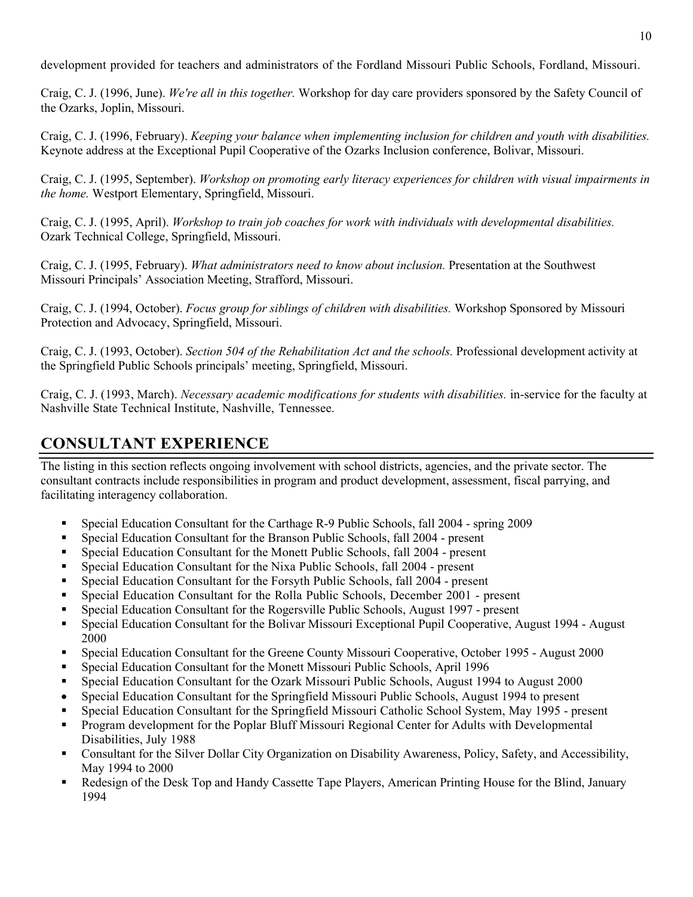development provided for teachers and administrators of the Fordland Missouri Public Schools, Fordland, Missouri.

Craig, C. J. (1996, June). *We're all in this together.* Workshop for day care providers sponsored by the Safety Council of the Ozarks, Joplin, Missouri.

Craig, C. J. (1996, February). *Keeping your balance when implementing inclusion for children and youth with disabilities.* Keynote address at the Exceptional Pupil Cooperative of the Ozarks Inclusion conference, Bolivar, Missouri.

Craig, C. J. (1995, September). *Workshop on promoting early literacy experiences for children with visual impairments in the home.* Westport Elementary, Springfield, Missouri.

Craig, C. J. (1995, April). *Workshop to train job coaches for work with individuals with developmental disabilities.* Ozark Technical College, Springfield, Missouri.

Craig, C. J. (1995, February). *What administrators need to know about inclusion.* Presentation at the Southwest Missouri Principals' Association Meeting, Strafford, Missouri.

Craig, C. J. (1994, October). *Focus group for siblings of children with disabilities.* Workshop Sponsored by Missouri Protection and Advocacy, Springfield, Missouri.

Craig, C. J. (1993, October). *Section 504 of the Rehabilitation Act and the schools.* Professional development activity at the Springfield Public Schools principals' meeting, Springfield, Missouri.

Craig, C. J. (1993, March). *Necessary academic modifications for students with disabilities.* in-service for the faculty at Nashville State Technical Institute, Nashville, Tennessee.

## CONSULTANT EXPERIENCE

The listing in this section reflects ongoing involvement with school districts, agencies, and the private sector. The consultant contracts include responsibilities in program and product development, assessment, fiscal parrying, and facilitating interagency collaboration.

- Special Education Consultant for the Carthage R-9 Public Schools, fall 2004 - spring 2009
- Special Education Consultant for the Branson Public Schools, fall 2004 - present
- Special Education Consultant for the Monett Public Schools, fall 2004 - present
- Special Education Consultant for the Nixa Public Schools, fall 2004 - present
- Special Education Consultant for the Forsyth Public Schools, fall 2004 - present
- Special Education Consultant for the Rolla Public Schools, December 2001 - present
- Special Education Consultant for the Rogersville Public Schools, August 1997 - present
- Special Education Consultant for the Bolivar Missouri Exceptional Pupil Cooperative, August 1994 - August 2000
- Special Education Consultant for the Greene County Missouri Cooperative, October 1995 - August 2000
- Special Education Consultant for the Monett Missouri Public Schools, April 1996
- Special Education Consultant for the Ozark Missouri Public Schools, August 1994 to August 2000
- Special Education Consultant for the Springfield Missouri Public Schools, August 1994 to present
- Special Education Consultant for the Springfield Missouri Catholic School System, May 1995 - present
- Program development for the Poplar Bluff Missouri Regional Center for Adults with Developmental Disabilities, July 1988
- Consultant for the Silver Dollar City Organization on Disability Awareness, Policy, Safety, and Accessibility, May 1994 to 2000
- Redesign of the Desk Top and Handy Cassette Tape Players, American Printing House for the Blind, January 1994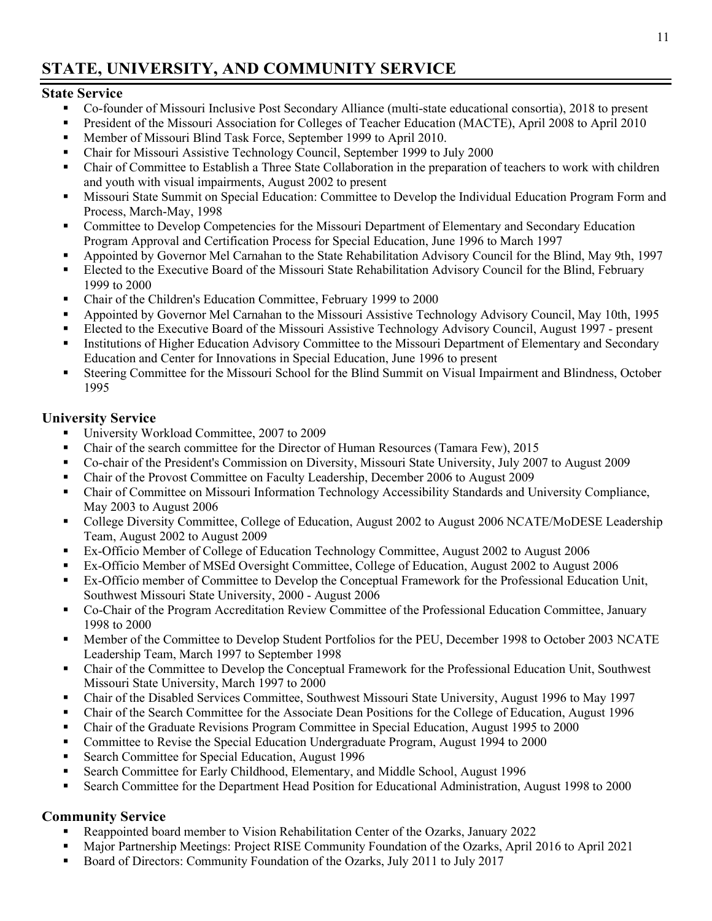## STATE, UNIVERSITY, AND COMMUNITY SERVICE

### State Service

- Co-founder of Missouri Inclusive Post Secondary Alliance (multi-state educational consortia), 2018 to present
- President of the Missouri Association for Colleges of Teacher Education (MACTE), April 2008 to April 2010
- Member of Missouri Blind Task Force, September 1999 to April 2010.
- Chair for Missouri Assistive Technology Council, September 1999 to July 2000
- Chair of Committee to Establish a Three State Collaboration in the preparation of teachers to work with children and youth with visual impairments, August 2002 to present
- Missouri State Summit on Special Education: Committee to Develop the Individual Education Program Form and Process, March-May, 1998
- Committee to Develop Competencies for the Missouri Department of Elementary and Secondary Education Program Approval and Certification Process for Special Education, June 1996 to March 1997
- Appointed by Governor Mel Carnahan to the State Rehabilitation Advisory Council for the Blind, May 9th, 1997
- Elected to the Executive Board of the Missouri State Rehabilitation Advisory Council for the Blind, February 1999 to 2000
- Chair of the Children's Education Committee, February 1999 to 2000
- Appointed by Governor Mel Carnahan to the Missouri Assistive Technology Advisory Council, May 10th, 1995
- Elected to the Executive Board of the Missouri Assistive Technology Advisory Council, August 1997 - present
- Institutions of Higher Education Advisory Committee to the Missouri Department of Elementary and Secondary Education and Center for Innovations in Special Education, June 1996 to present
- Steering Committee for the Missouri School for the Blind Summit on Visual Impairment and Blindness, October 1995

### University Service

- University Workload Committee, 2007 to 2009
- Chair of the search committee for the Director of Human Resources (Tamara Few), 2015
- Co-chair of the President's Commission on Diversity, Missouri State University, July 2007 to August 2009
- Chair of the Provost Committee on Faculty Leadership, December 2006 to August 2009
- Chair of Committee on Missouri Information Technology Accessibility Standards and University Compliance, May 2003 to August 2006
- College Diversity Committee, College of Education, August 2002 to August 2006 NCATE/MoDESE Leadership Team, August 2002 to August 2009
- Ex-Officio Member of College of Education Technology Committee, August 2002 to August 2006
- Ex-Officio Member of MSEd Oversight Committee, College of Education, August 2002 to August 2006
- Ex-Officio member of Committee to Develop the Conceptual Framework for the Professional Education Unit, Southwest Missouri State University, 2000 - August 2006
- Co-Chair of the Program Accreditation Review Committee of the Professional Education Committee, January 1998 to 2000
- Member of the Committee to Develop Student Portfolios for the PEU, December 1998 to October 2003 NCATE Leadership Team, March 1997 to September 1998
- Chair of the Committee to Develop the Conceptual Framework for the Professional Education Unit, Southwest Missouri State University, March 1997 to 2000
- Chair of the Disabled Services Committee, Southwest Missouri State University, August 1996 to May 1997
- Chair of the Search Committee for the Associate Dean Positions for the College of Education, August 1996
- Chair of the Graduate Revisions Program Committee in Special Education, August 1995 to 2000
- Committee to Revise the Special Education Undergraduate Program, August 1994 to 2000
- Search Committee for Special Education, August 1996
- Search Committee for Early Childhood, Elementary, and Middle School, August 1996
- Search Committee for the Department Head Position for Educational Administration, August 1998 to 2000

### Community Service

- Reappointed board member to Vision Rehabilitation Center of the Ozarks, January 2022
- Major Partnership Meetings: Project RISE Community Foundation of the Ozarks, April 2016 to April 2021
- Board of Directors: Community Foundation of the Ozarks, July 2011 to July 2017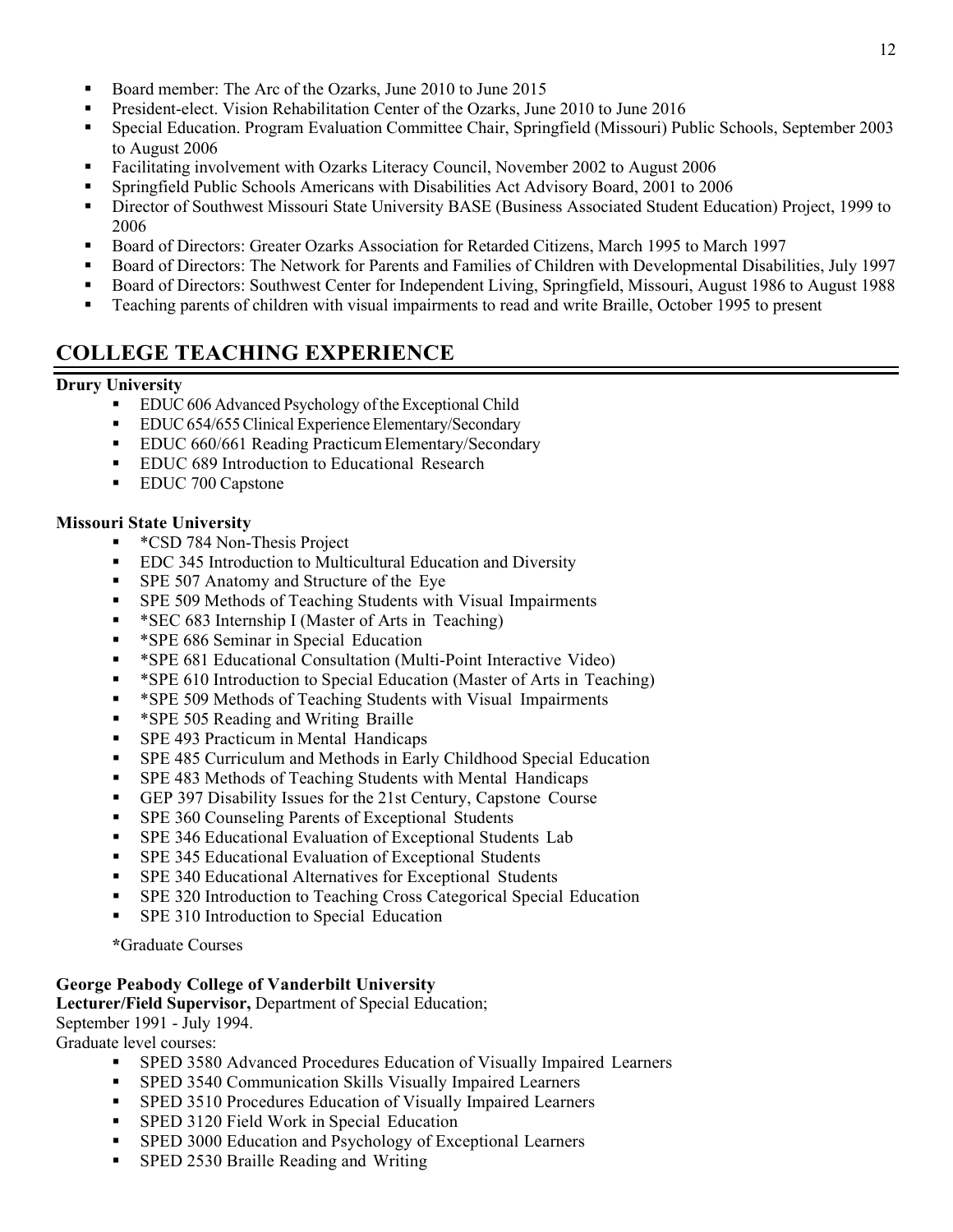- Board member: The Arc of the Ozarks, June 2010 to June 2015
- President-elect. Vision Rehabilitation Center of the Ozarks, June 2010 to June 2016
- Special Education. Program Evaluation Committee Chair, Springfield (Missouri) Public Schools, September 2003 to August 2006
- Facilitating involvement with Ozarks Literacy Council, November 2002 to August 2006
- Springfield Public Schools Americans with Disabilities Act Advisory Board, 2001 to 2006
- Director of Southwest Missouri State University BASE (Business Associated Student Education) Project, 1999 to 2006
- Board of Directors: Greater Ozarks Association for Retarded Citizens, March 1995 to March 1997
- Board of Directors: The Network for Parents and Families of Children with Developmental Disabilities, July 1997
- Board of Directors: Southwest Center for Independent Living, Springfield, Missouri, August 1986 to August 1988
- Teaching parents of children with visual impairments to read and write Braille, October 1995 to present

## COLLEGE TEACHING EXPERIENCE

**Drury University**

- EDUC 606 Advanced Psychology of the Exceptional Child
- EDUC 654/655 Clinical Experience Elementary/Secondary
- EDUC 660/661 Reading Practicum Elementary/Secondary
- EDUC 689 Introduction to Educational Research
- EDUC 700 Capstone

**Missouri State University**

- *CSD 784 Non-Thesis Project
- EDC 345 Introduction to Multicultural Education and Diversity
- SPE 507 Anatomy and Structure of the Eye
- SPE 509 Methods of Teaching Students with Visual Impairments
- *SEC 683 Internship I (Master of Arts in Teaching)
- *SPE 686 Seminar in Special Education
- *SPE 681 Educational Consultation (Multi-Point Interactive Video)
- *SPE 610 Introduction to Special Education (Master of Arts in Teaching)
- *SPE 509 Methods of Teaching Students with Visual Impairments
- *SPE 505 Reading and Writing Braille
- SPE 493 Practicum in Mental Handicaps
- SPE 485 Curriculum and Methods in Early Childhood Special Education
- SPE 483 Methods of Teaching Students with Mental Handicaps
- GEP 397 Disability Issues for the 21st Century, Capstone Course
- SPE 360 Counseling Parents of Exceptional Students
- SPE 346 Educational Evaluation of Exceptional Students Lab
- SPE 345 Educational Evaluation of Exceptional Students
- SPE 340 Educational Alternatives for Exceptional Students
- SPE 320 Introduction to Teaching Cross Categorical Special Education
- SPE 310 Introduction to Special Education

*Graduate Courses

**George Peabody College of Vanderbilt University**
**Lecturer/Field Supervisor,** Department of Special Education;
September 1991 - July 1994.
Graduate level courses:

- SPED 3580 Advanced Procedures Education of Visually Impaired Learners
- SPED 3540 Communication Skills Visually Impaired Learners
- SPED 3510 Procedures Education of Visually Impaired Learners
- SPED 3120 Field Work in Special Education
- SPED 3000 Education and Psychology of Exceptional Learners
- SPED 2530 Braille Reading and Writing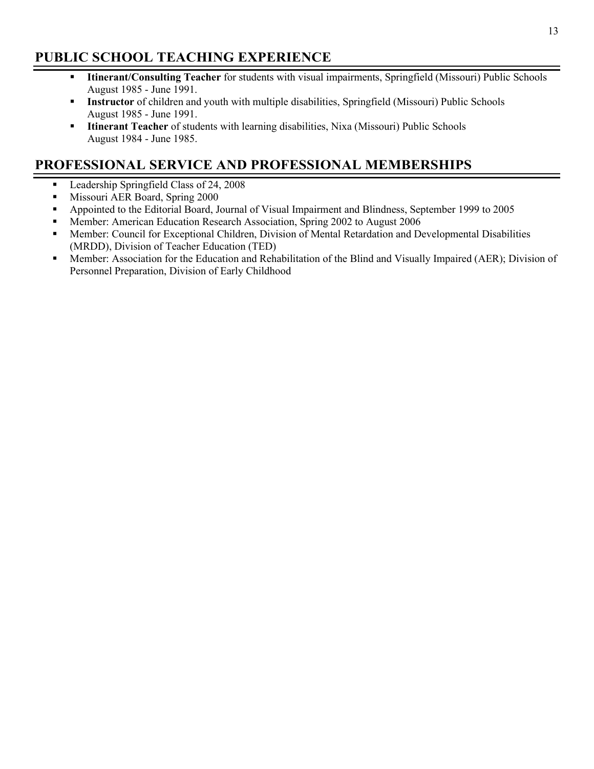## PUBLIC SCHOOL TEACHING EXPERIENCE

- **Itinerant/Consulting Teacher** for students with visual impairments, Springfield (Missouri) Public Schools
  August 1985 - June 1991.
- **Instructor** of children and youth with multiple disabilities, Springfield (Missouri) Public Schools
  August 1985 - June 1991.
- **Itinerant Teacher** of students with learning disabilities, Nixa (Missouri) Public Schools
  August 1984 - June 1985.

## PROFESSIONAL SERVICE AND PROFESSIONAL MEMBERSHIPS

- Leadership Springfield Class of 24, 2008
- Missouri AER Board, Spring 2000
- Appointed to the Editorial Board, Journal of Visual Impairment and Blindness, September 1999 to 2005
- Member: American Education Research Association, Spring 2002 to August 2006
- Member: Council for Exceptional Children, Division of Mental Retardation and Developmental Disabilities (MRDD), Division of Teacher Education (TED)
- Member: Association for the Education and Rehabilitation of the Blind and Visually Impaired (AER); Division of Personnel Preparation, Division of Early Childhood